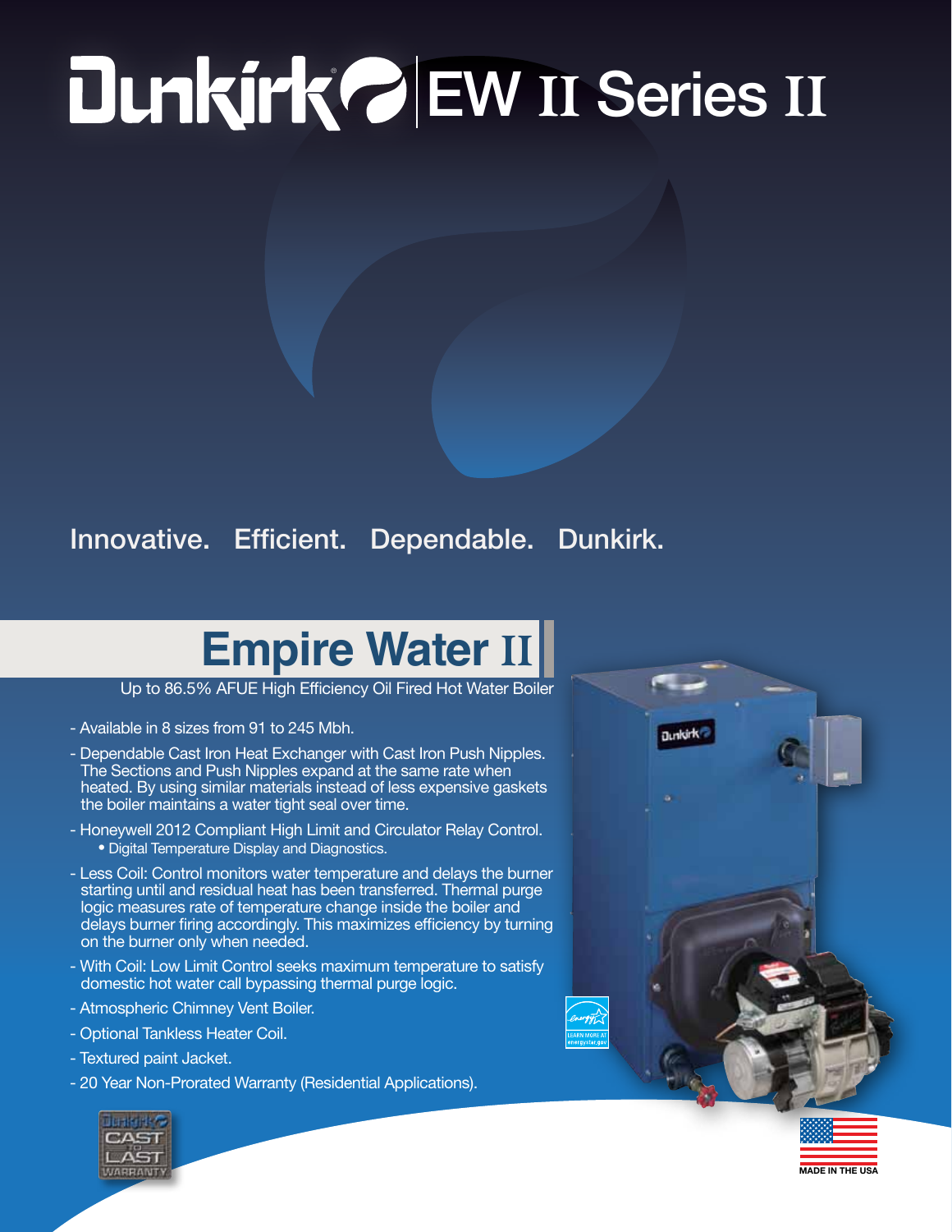# Dunkirk EW II Series II

Innovative. Efficient. Dependable. Dunkirk.

## Empire Water II

Up to 86.5% AFUE High Efficiency Oil Fired Hot Water Boiler

- Available in 8 sizes from 91 to 245 Mbh.
- Dependable Cast Iron Heat Exchanger with Cast Iron Push Nipples. The Sections and Push Nipples expand at the same rate when heated. By using similar materials instead of less expensive gaskets the boiler maintains a water tight seal over time.
- Honeywell 2012 Compliant High Limit and Circulator Relay Control.
  - Digital Temperature Display and Diagnostics.
- Less Coil: Control monitors water temperature and delays the burner starting until and residual heat has been transferred. Thermal purge logic measures rate of temperature change inside the boiler and delays burner firing accordingly. This maximizes efficiency by turning on the burner only when needed.
- With Coil: Low Limit Control seeks maximum temperature to satisfy domestic hot water call bypassing thermal purge logic.
- Atmospheric Chimney Vent Boiler.
- Optional Tankless Heater Coil.
- Textured paint Jacket.
- 20 Year Non-Prorated Warranty (Residential Applications).

Dunkirk CAST TO LAST WARRANTY

MADE IN THE USA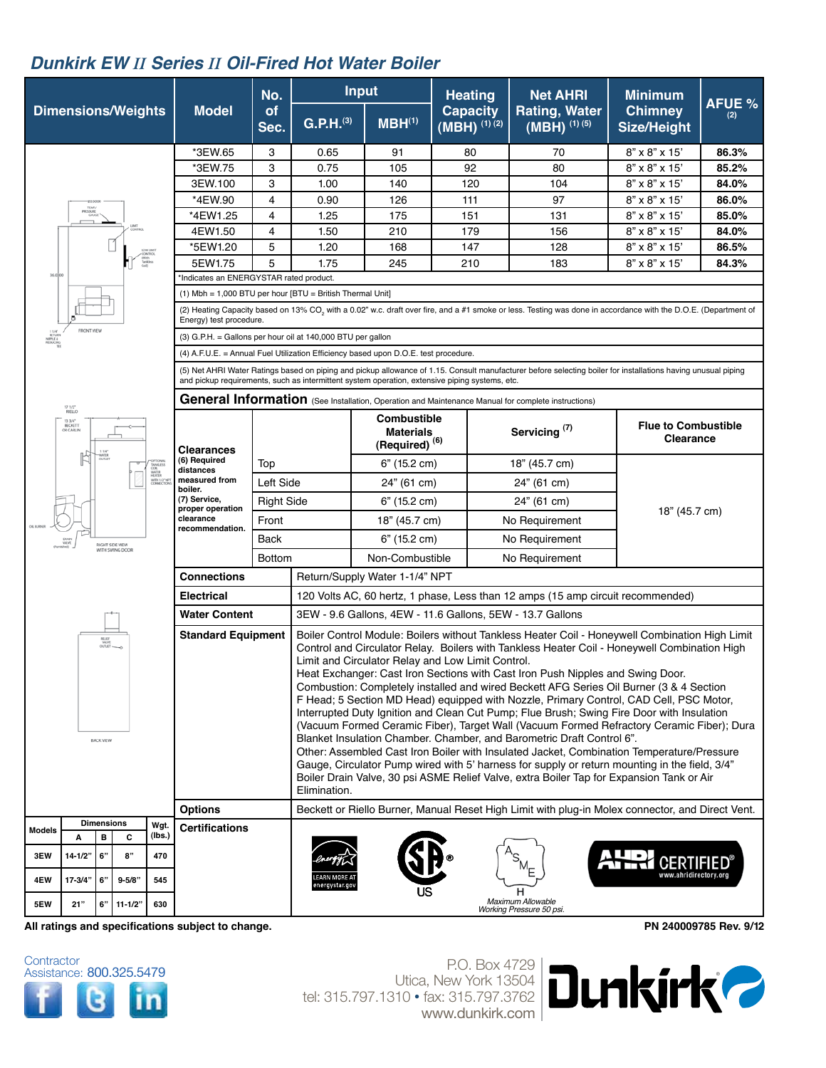## Dunkirk EW II Series II Oil-Fired Hot Water Boiler

| Model | No. of Sec. | Input G.P.H.(3) | Input MBH(1) | Heating Capacity (MBH) (1) (2) | Net AHRI Rating, Water (MBH) (1) (5) | Minimum Chimney Size/Height | AFUE % (2) |
|---|---|---|---|---|---|---|---|
| *3EW.65 | 3 | 0.65 | 91 | 80 | 70 | 8" x 8" x 15' | 86.3% |
| *3EW.75 | 3 | 0.75 | 105 | 92 | 80 | 8" x 8" x 15' | 85.2% |
| 3EW.100 | 3 | 1.00 | 140 | 120 | 104 | 8" x 8" x 15' | 84.0% |
| *4EW.90 | 4 | 0.90 | 126 | 111 | 97 | 8" x 8" x 15' | 86.0% |
| *4EW1.25 | 4 | 1.25 | 175 | 151 | 131 | 8" x 8" x 15' | 85.0% |
| 4EW1.50 | 4 | 1.50 | 210 | 179 | 156 | 8" x 8" x 15' | 84.0% |
| *5EW1.20 | 5 | 1.20 | 168 | 147 | 128 | 8" x 8" x 15' | 86.5% |
| 5EW1.75 | 5 | 1.75 | 245 | 210 | 183 | 8" x 8" x 15' | 84.3% |

*Indicates an ENERGYSTAR rated product.

(1) Mbh = 1,000 BTU per hour [BTU = British Thermal Unit]

(2) Heating Capacity based on 13% $CO_2$ with a 0.02" w.c. draft over fire, and a #1 smoke or less. Testing was done in accordance with the D.O.E. (Department of Energy) test procedure.

(3) G.P.H. = Gallons per hour oil at 140,000 BTU per gallon

(4) A.F.U.E. = Annual Fuel Utilization Efficiency based upon D.O.E. test procedure.

(5) Net AHRI Water Ratings based on piping and pickup allowance of 1.15. Consult manufacturer before selecting boiler for installations having unusual piping and pickup requirements, such as intermittent system operation, extensive piping systems, etc.

### General Information (See Installation, Operation and Maintenance Manual for complete instructions)

**Clearances** (6) Required distances measured from boiler. (7) Service, proper operation clearance recommendation.

| | Combustible Materials (Required) (6) | Servicing (7) | Flue to Combustible Clearance |
|---|---|---|---|
| Top | 6" (15.2 cm) | 18" (45.7 cm) | 18" (45.7 cm) |
| Left Side | 24" (61 cm) | 24" (61 cm) | |
| Right Side | 6" (15.2 cm) | 24" (61 cm) | |
| Front | 18" (45.7 cm) | No Requirement | |
| Back | 6" (15.2 cm) | No Requirement | |
| Bottom | Non-Combustible | No Requirement | |

**Connections:** Return/Supply Water 1-1/4" NPT

**Electrical:** 120 Volts AC, 60 hertz, 1 phase, Less than 12 amps (15 amp circuit recommended)

**Water Content:** 3EW - 9.6 Gallons, 4EW - 11.6 Gallons, 5EW - 13.7 Gallons

**Standard Equipment:** Boiler Control Module: Boilers without Tankless Heater Coil - Honeywell Combination High Limit Control and Circulator Relay. Boilers with Tankless Heater Coil - Honeywell Combination High Limit and Circulator Relay and Low Limit Control.
Heat Exchanger: Cast Iron Sections with Cast Iron Push Nipples and Swing Door.
Combustion: Completely installed and wired Beckett AFG Series Oil Burner (3 & 4 Section F Head; 5 Section MD Head) equipped with Nozzle, Primary Control, CAD Cell, PSC Motor, Interrupted Duty Ignition and Clean Cut Pump; Flue Brush; Swing Fire Door with Insulation (Vacuum Formed Ceramic Fiber), Target Wall (Vacuum Formed Refractory Ceramic Fiber); Dura Blanket Insulation Chamber. Chamber, and Barometric Draft Control 6".
Other: Assembled Cast Iron Boiler with Insulated Jacket, Combination Temperature/Pressure Gauge, Circulator Pump wired with 5' harness for supply or return mounting in the field, 3/4" Boiler Drain Valve, 30 psi ASME Relief Valve, extra Boiler Tap for Expansion Tank or Air Elimination.

**Options:** Beckett or Riello Burner, Manual Reset High Limit with plug-in Molex connector, and Direct Vent.

**Certifications:** ENERGY STAR (LEARN MORE AT energystar.gov), CSA US, ASME H — Maximum Allowable Working Pressure 50 psi., AHRI CERTIFIED www.ahridirectory.org

FRONT VIEW — RIGHT SIDE VIEW WITH SWING DOOR — BACK VIEW

| Models | Dimensions A | Dimensions B | Dimensions C | Wgt. (lbs.) |
|---|---|---|---|---|
| 3EW | 14-1/2" | 6" | 8" | 470 |
| 4EW | 17-3/4" | 6" | 9-5/8" | 545 |
| 5EW | 21" | 6" | 11-1/2" | 630 |

All ratings and specifications subject to change.

PN 240009785 Rev. 9/12

Contractor Assistance: 800.325.5479

P.O. Box 4729
Utica, New York 13504
tel: 315.797.1310 • fax: 315.797.3762
www.dunkirk.com

Dunkirk